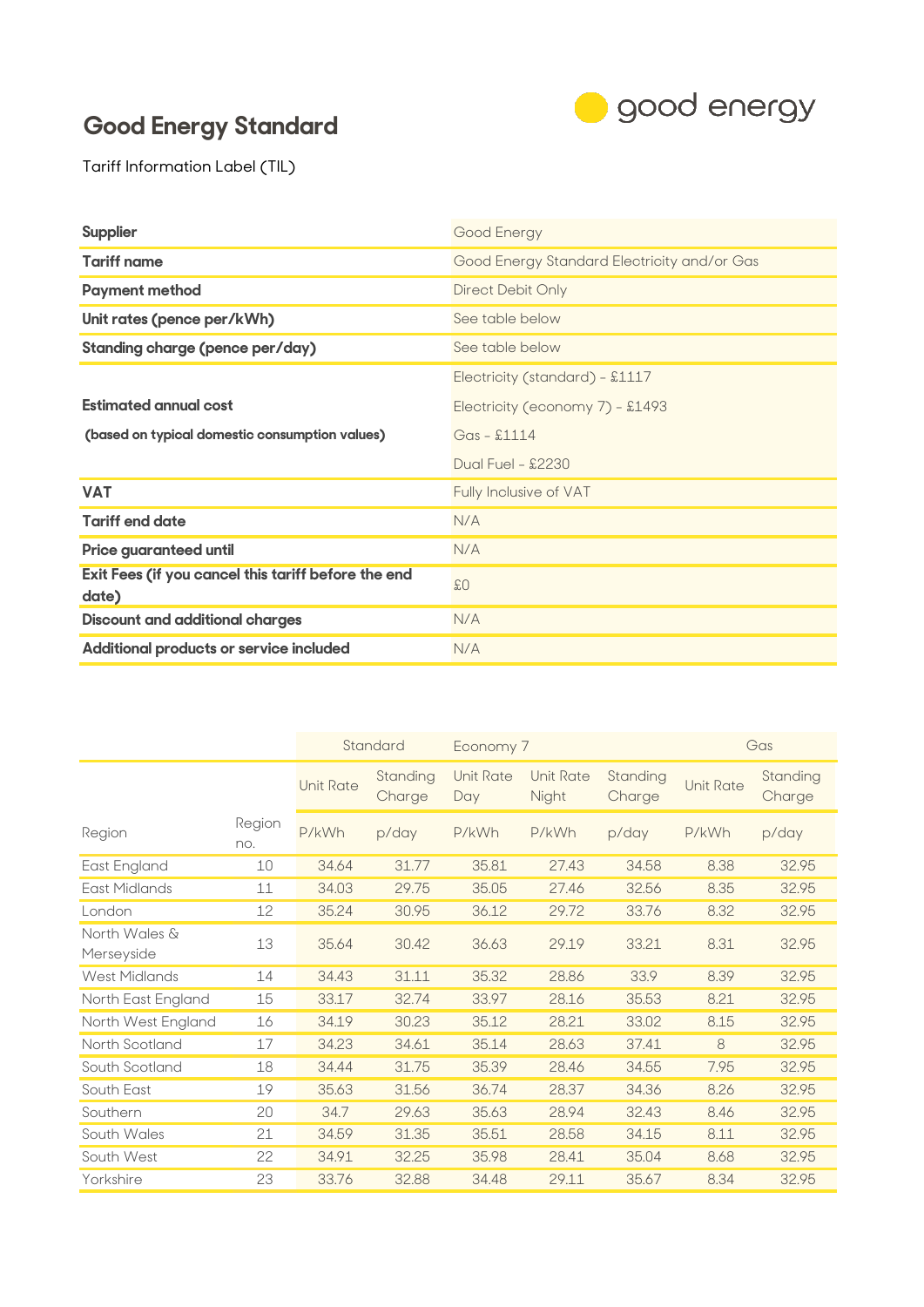# Good Energy Standard

Tariff Information Label (TIL)

| | |
|---|---|
| **Supplier** | Good Energy |
| **Tariff name** | Good Energy Standard Electricity and/or Gas |
| **Payment method** | Direct Debit Only |
| **Unit rates (pence per/kWh)** | See table below |
| **Standing charge (pence per/day)** | See table below |
| **Estimated annual cost** **(based on typical domestic consumption values)** | Electricity (standard) - £1117<br>Electricity (economy 7) - £1493<br>Gas - £1114<br>Dual Fuel - £2230 |
| **VAT** | Fully Inclusive of VAT |
| **Tariff end date** | N/A |
| **Price guaranteed until** | N/A |
| **Exit Fees (if you cancel this tariff before the end date)** | £0 |
| **Discount and additional charges** | N/A |
| **Additional products or service included** | N/A |

| | | Standard | | Economy 7 | | | Gas | |
|---|---|---|---|---|---|---|---|---|
| | | Unit Rate | Standing Charge | Unit Rate Day | Unit Rate Night | Standing Charge | Unit Rate | Standing Charge |
| Region | Region no. | P/kWh | p/day | P/kWh | P/kWh | p/day | P/kWh | p/day |
| East England | 10 | 34.64 | 31.77 | 35.81 | 27.43 | 34.58 | 8.38 | 32.95 |
| East Midlands | 11 | 34.03 | 29.75 | 35.05 | 27.46 | 32.56 | 8.35 | 32.95 |
| London | 12 | 35.24 | 30.95 | 36.12 | 29.72 | 33.76 | 8.32 | 32.95 |
| North Wales & Merseyside | 13 | 35.64 | 30.42 | 36.63 | 29.19 | 33.21 | 8.31 | 32.95 |
| West Midlands | 14 | 34.43 | 31.11 | 35.32 | 28.86 | 33.9 | 8.39 | 32.95 |
| North East England | 15 | 33.17 | 32.74 | 33.97 | 28.16 | 35.53 | 8.21 | 32.95 |
| North West England | 16 | 34.19 | 30.23 | 35.12 | 28.21 | 33.02 | 8.15 | 32.95 |
| North Scotland | 17 | 34.23 | 34.61 | 35.14 | 28.63 | 37.41 | 8 | 32.95 |
| South Scotland | 18 | 34.44 | 31.75 | 35.39 | 28.46 | 34.55 | 7.95 | 32.95 |
| South East | 19 | 35.63 | 31.56 | 36.74 | 28.37 | 34.36 | 8.26 | 32.95 |
| Southern | 20 | 34.7 | 29.63 | 35.63 | 28.94 | 32.43 | 8.46 | 32.95 |
| South Wales | 21 | 34.59 | 31.35 | 35.51 | 28.58 | 34.15 | 8.11 | 32.95 |
| South West | 22 | 34.91 | 32.25 | 35.98 | 28.41 | 35.04 | 8.68 | 32.95 |
| Yorkshire | 23 | 33.76 | 32.88 | 34.48 | 29.11 | 35.67 | 8.34 | 32.95 |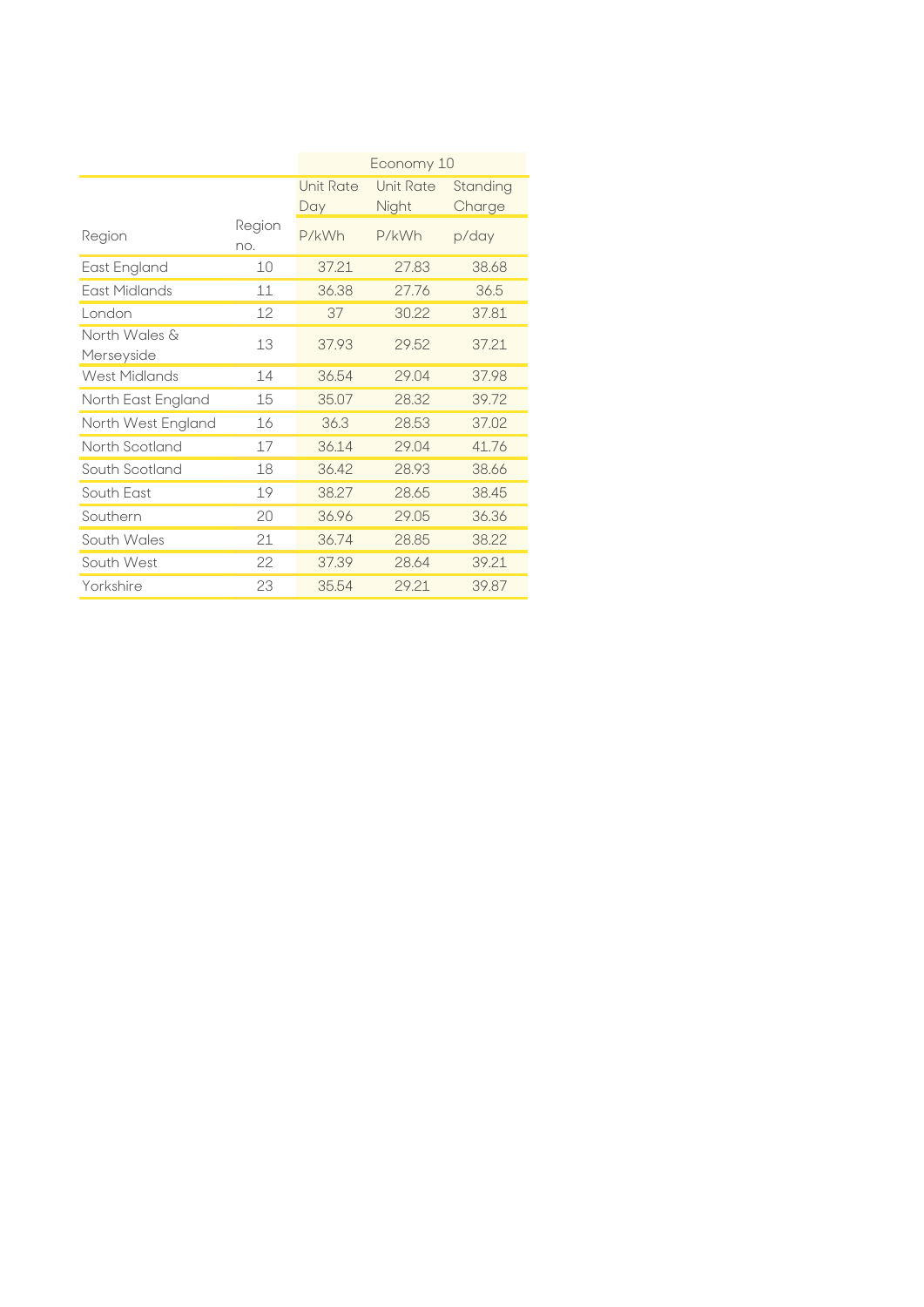| | | Economy 10 | | |
|---|---|---|---|---|
| | | Unit Rate Day | Unit Rate Night | Standing Charge |
| Region | Region no. | P/kWh | P/kWh | p/day |
| East England | 10 | 37.21 | 27.83 | 38.68 |
| East Midlands | 11 | 36.38 | 27.76 | 36.5 |
| London | 12 | 37 | 30.22 | 37.81 |
| North Wales & Merseyside | 13 | 37.93 | 29.52 | 37.21 |
| West Midlands | 14 | 36.54 | 29.04 | 37.98 |
| North East England | 15 | 35.07 | 28.32 | 39.72 |
| North West England | 16 | 36.3 | 28.53 | 37.02 |
| North Scotland | 17 | 36.14 | 29.04 | 41.76 |
| South Scotland | 18 | 36.42 | 28.93 | 38.66 |
| South East | 19 | 38.27 | 28.65 | 38.45 |
| Southern | 20 | 36.96 | 29.05 | 36.36 |
| South Wales | 21 | 36.74 | 28.85 | 38.22 |
| South West | 22 | 37.39 | 28.64 | 39.21 |
| Yorkshire | 23 | 35.54 | 29.21 | 39.87 |